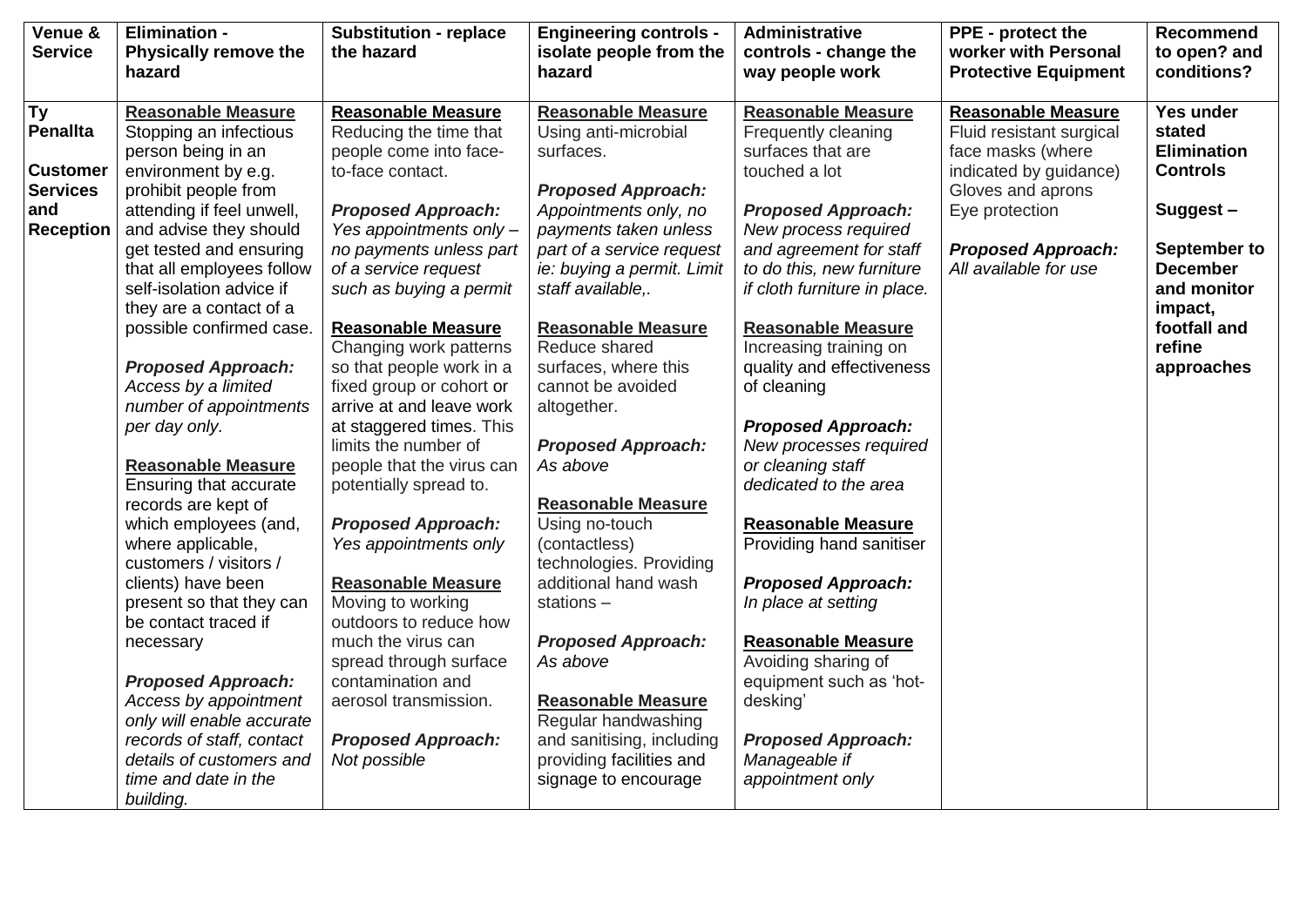| Venue & Service | Elimination - Physically remove the hazard | Substitution - replace the hazard | Engineering controls - isolate people from the hazard | Administrative controls - change the way people work | PPE - protect the worker with Personal Protective Equipment | Recommend to open? and conditions? |
|---|---|---|---|---|---|---|
| **Ty Penallta**<br><br>**Customer Services and Reception** | **Reasonable Measure**<br>Stopping an infectious person being in an environment by e.g. prohibit people from attending if feel unwell, and advise they should get tested and ensuring that all employees follow self-isolation advice if they are a contact of a possible confirmed case.<br><br>***Proposed Approach:***<br>*Access by a limited number of appointments per day only.*<br><br>**Reasonable Measure**<br>Ensuring that accurate records are kept of which employees (and, where applicable, customers / visitors / clients) have been present so that they can be contact traced if necessary<br><br>***Proposed Approach:***<br>*Access by appointment only will enable accurate records of staff, contact details of customers and time and date in the building.* | **Reasonable Measure**<br>Reducing the time that people come into face-to-face contact.<br><br>***Proposed Approach:***<br>*Yes appointments only – no payments unless part of a service request such as buying a permit*<br><br>**Reasonable Measure**<br>Changing work patterns so that people work in a fixed group or cohort or arrive at and leave work at staggered times. This limits the number of people that the virus can potentially spread to.<br><br>***Proposed Approach:***<br>*Yes appointments only*<br><br>**Reasonable Measure**<br>Moving to working outdoors to reduce how much the virus can spread through surface contamination and aerosol transmission.<br><br>***Proposed Approach:***<br>*Not possible* | **Reasonable Measure**<br>Using anti-microbial surfaces.<br><br>***Proposed Approach:***<br>*Appointments only, no payments taken unless part of a service request ie: buying a permit. Limit staff available,.*<br><br>**Reasonable Measure**<br>Reduce shared surfaces, where this cannot be avoided altogether.<br><br>***Proposed Approach:***<br>*As above*<br><br>**Reasonable Measure**<br>Using no-touch (contactless) technologies. Providing additional hand wash stations –<br><br>***Proposed Approach:***<br>*As above*<br><br>**Reasonable Measure**<br>Regular handwashing and sanitising, including providing facilities and signage to encourage | **Reasonable Measure**<br>Frequently cleaning surfaces that are touched a lot<br><br>***Proposed Approach:***<br>*New process required and agreement for staff to do this, new furniture if cloth furniture in place.*<br><br>**Reasonable Measure**<br>Increasing training on quality and effectiveness of cleaning<br><br>***Proposed Approach:***<br>*New processes required or cleaning staff dedicated to the area*<br><br>**Reasonable Measure**<br>Providing hand sanitiser<br><br>***Proposed Approach:***<br>*In place at setting*<br><br>**Reasonable Measure**<br>Avoiding sharing of equipment such as 'hot-desking'<br><br>***Proposed Approach:***<br>*Manageable if appointment only* | **Reasonable Measure**<br>Fluid resistant surgical face masks (where indicated by guidance)<br>Gloves and aprons<br>Eye protection<br><br>***Proposed Approach:***<br>*All available for use* | **Yes under stated Elimination Controls**<br><br>**Suggest –**<br><br>**September to December and monitor impact, footfall and refine approaches** |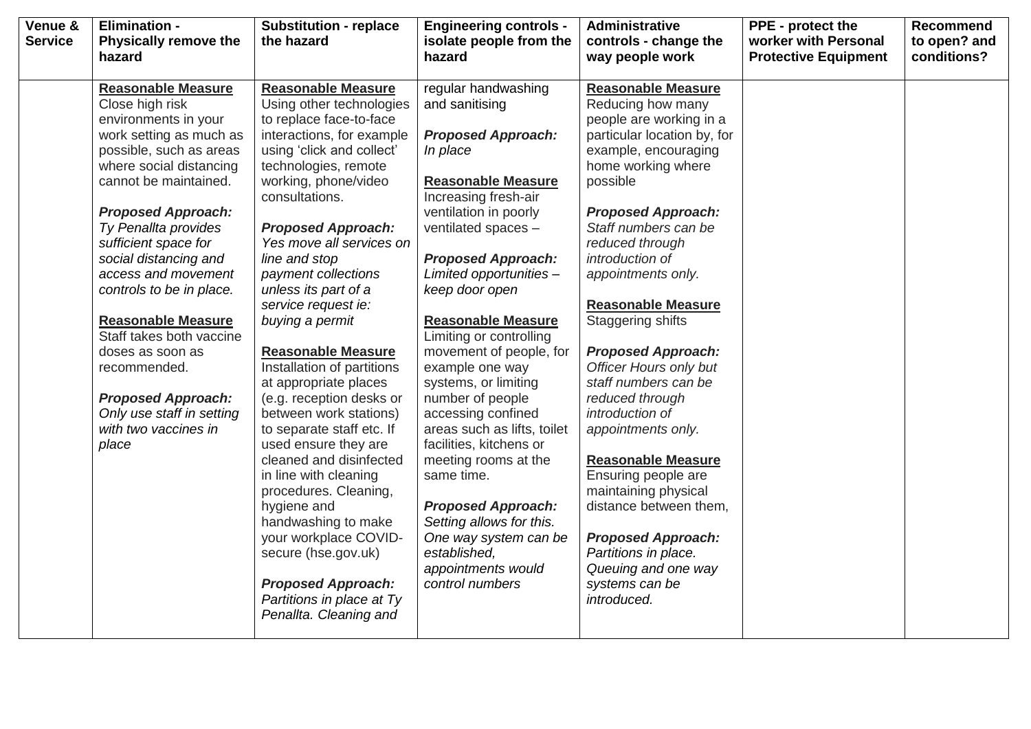| Venue & Service | Elimination - Physically remove the hazard | Substitution - replace the hazard | Engineering controls - isolate people from the hazard | Administrative controls - change the way people work | PPE - protect the worker with Personal Protective Equipment | Recommend to open? and conditions? |
|---|---|---|---|---|---|---|
| | <u>**Reasonable Measure**</u><br>Close high risk environments in your work setting as much as possible, such as areas where social distancing cannot be maintained.<br><br>***Proposed Approach:***<br>*Ty Penallta provides sufficient space for social distancing and access and movement controls to be in place.*<br><br><u>**Reasonable Measure**</u><br>Staff takes both vaccine doses as soon as recommended.<br><br>***Proposed Approach:***<br>*Only use staff in setting with two vaccines in place* | <u>**Reasonable Measure**</u><br>Using other technologies to replace face-to-face interactions, for example using 'click and collect' technologies, remote working, phone/video consultations.<br><br>***Proposed Approach:***<br>*Yes move all services on line and stop payment collections unless its part of a service request ie: buying a permit*<br><br><u>**Reasonable Measure**</u><br>Installation of partitions at appropriate places (e.g. reception desks or between work stations) to separate staff etc. If used ensure they are cleaned and disinfected in line with cleaning procedures. Cleaning, hygiene and handwashing to make your workplace COVID-secure (hse.gov.uk)<br><br>***Proposed Approach:***<br>*Partitions in place at Ty Penallta. Cleaning and* | regular handwashing and sanitising<br><br>***Proposed Approach:***<br>*In place*<br><br><u>**Reasonable Measure**</u><br>Increasing fresh-air ventilation in poorly ventilated spaces –<br><br>***Proposed Approach:***<br>*Limited opportunities – keep door open*<br><br><u>**Reasonable Measure**</u><br>Limiting or controlling movement of people, for example one way systems, or limiting number of people accessing confined areas such as lifts, toilet facilities, kitchens or meeting rooms at the same time.<br><br>***Proposed Approach:***<br>*Setting allows for this. One way system can be established, appointments would control numbers* | <u>**Reasonable Measure**</u><br>Reducing how many people are working in a particular location by, for example, encouraging home working where possible<br><br>***Proposed Approach:***<br>*Staff numbers can be reduced through introduction of appointments only.*<br><br><u>**Reasonable Measure**</u><br>Staggering shifts<br><br>***Proposed Approach:***<br>*Officer Hours only but staff numbers can be reduced through introduction of appointments only.*<br><br><u>**Reasonable Measure**</u><br>Ensuring people are maintaining physical distance between them,<br><br>***Proposed Approach:***<br>*Partitions in place. Queuing and one way systems can be introduced.* | | |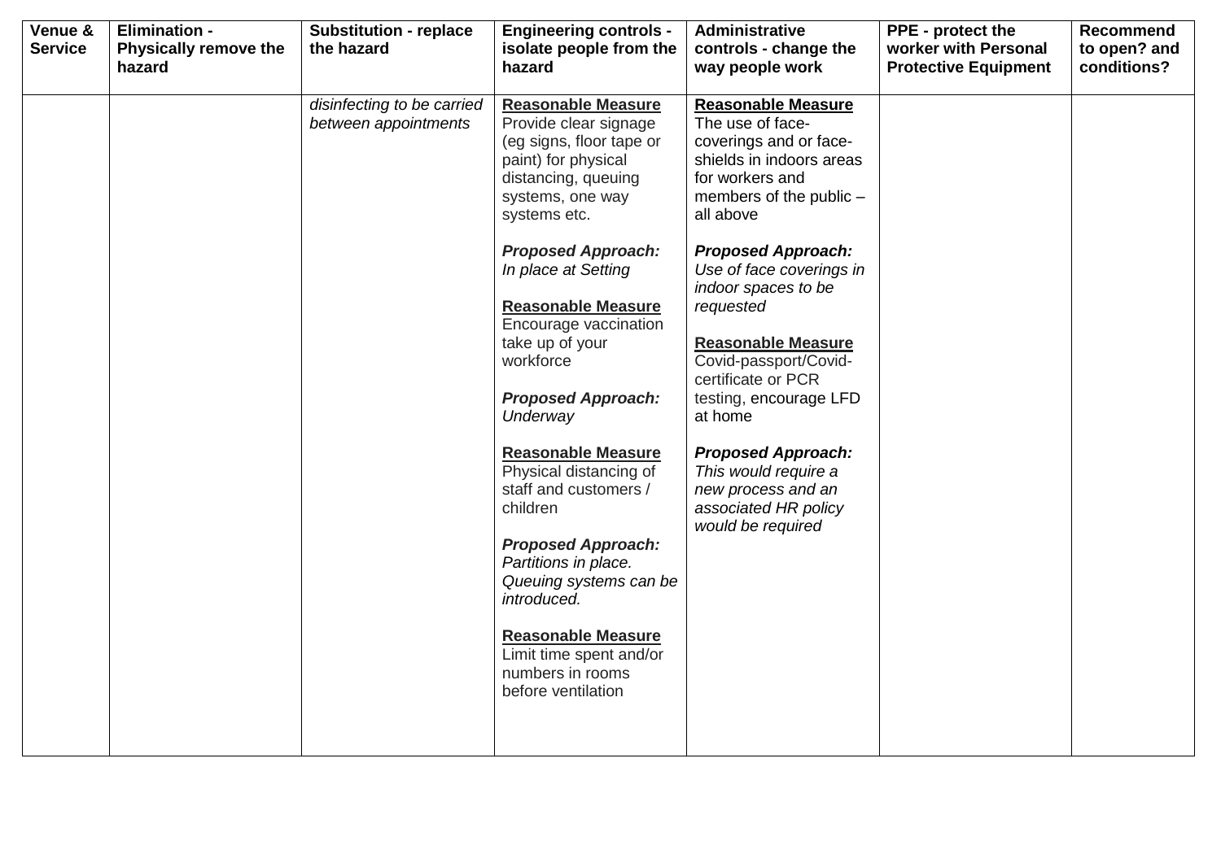| Venue & Service | Elimination - Physically remove the hazard | Substitution - replace the hazard | Engineering controls - isolate people from the hazard | Administrative controls - change the way people work | PPE - protect the worker with Personal Protective Equipment | Recommend to open? and conditions? |
|---|---|---|---|---|---|---|
| | | *disinfecting to be carried between appointments* | **Reasonable Measure**<br>Provide clear signage (eg signs, floor tape or paint) for physical distancing, queuing systems, one way systems etc.<br><br>***Proposed Approach:***<br>*In place at Setting*<br><br>**Reasonable Measure**<br>Encourage vaccination take up of your workforce<br><br>***Proposed Approach:***<br>*Underway*<br><br>**Reasonable Measure**<br>Physical distancing of staff and customers / children<br><br>***Proposed Approach:***<br>*Partitions in place. Queuing systems can be introduced.*<br><br>**Reasonable Measure**<br>Limit time spent and/or numbers in rooms before ventilation | **Reasonable Measure**<br>The use of face-coverings and or face-shields in indoors areas for workers and members of the public – all above<br><br>***Proposed Approach:***<br>*Use of face coverings in indoor spaces to be requested*<br><br>**Reasonable Measure**<br>Covid-passport/Covid-certificate or PCR testing, encourage LFD at home<br><br>***Proposed Approach:***<br>*This would require a new process and an associated HR policy would be required* | | |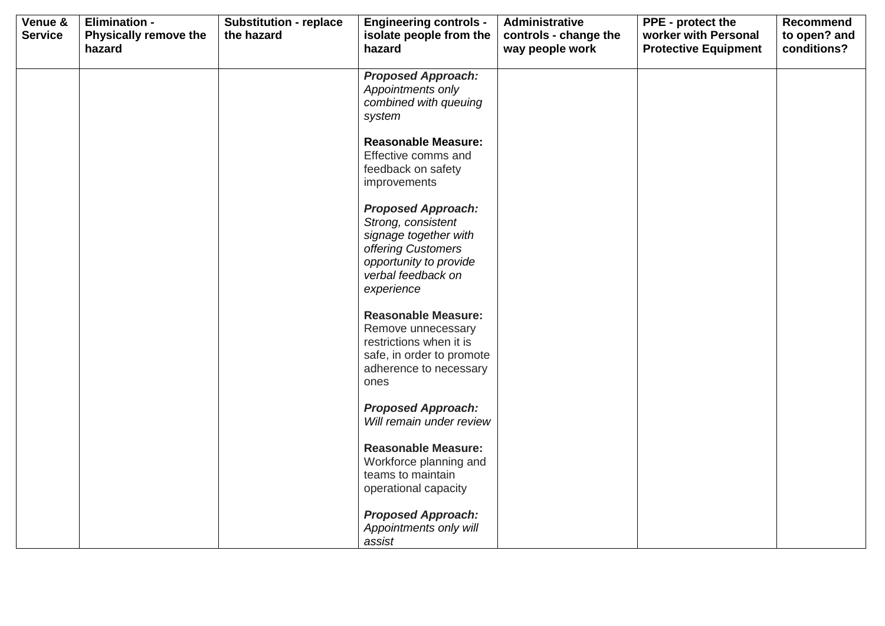| Venue & Service | Elimination - Physically remove the hazard | Substitution - replace the hazard | Engineering controls - isolate people from the hazard | Administrative controls - change the way people work | PPE - protect the worker with Personal Protective Equipment | Recommend to open? and conditions? |
|---|---|---|---|---|---|---|
| | | | ***Proposed Approach:*** *Appointments only combined with queuing system*<br><br>**Reasonable Measure:** Effective comms and feedback on safety improvements<br><br>***Proposed Approach:*** *Strong, consistent signage together with offering Customers opportunity to provide verbal feedback on experience*<br><br>**Reasonable Measure:** Remove unnecessary restrictions when it is safe, in order to promote adherence to necessary ones<br><br>***Proposed Approach:*** *Will remain under review*<br><br>**Reasonable Measure:** Workforce planning and teams to maintain operational capacity<br><br>***Proposed Approach:*** *Appointments only will assist* | | | |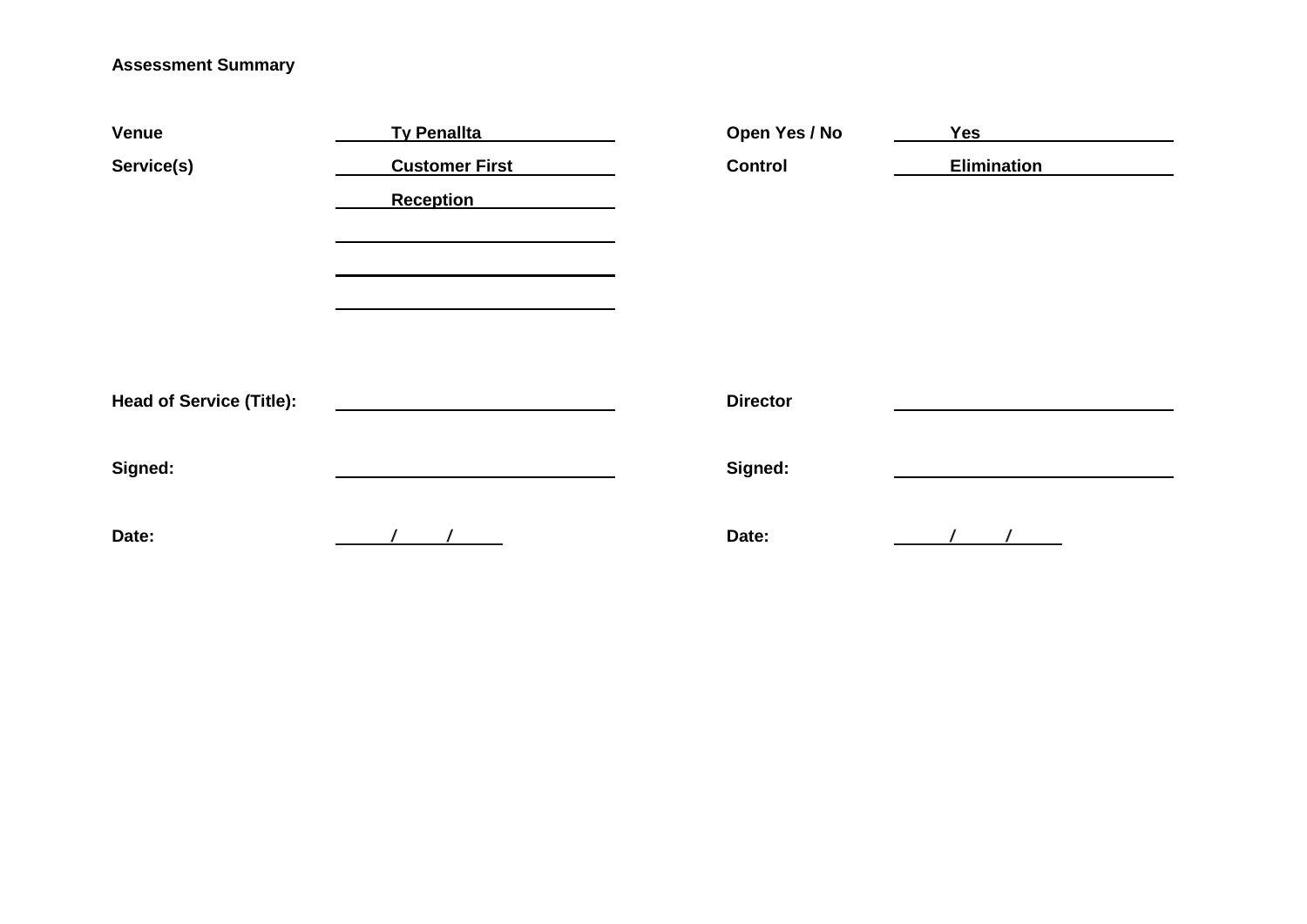**Assessment Summary**

| | | | |
|---|---|---|---|
| **Venue** | **Ty Penallta** | **Open Yes / No** | **Yes** |
| **Service(s)** | **Customer First** | **Control** | **Elimination** |
| | **Reception** | | |
| | | | |
| | | | |
| | | | |
| **Head of Service (Title):** | | **Director** | |
| **Signed:** | | **Signed:** | |
| **Date:** | / / | **Date:** | / / |